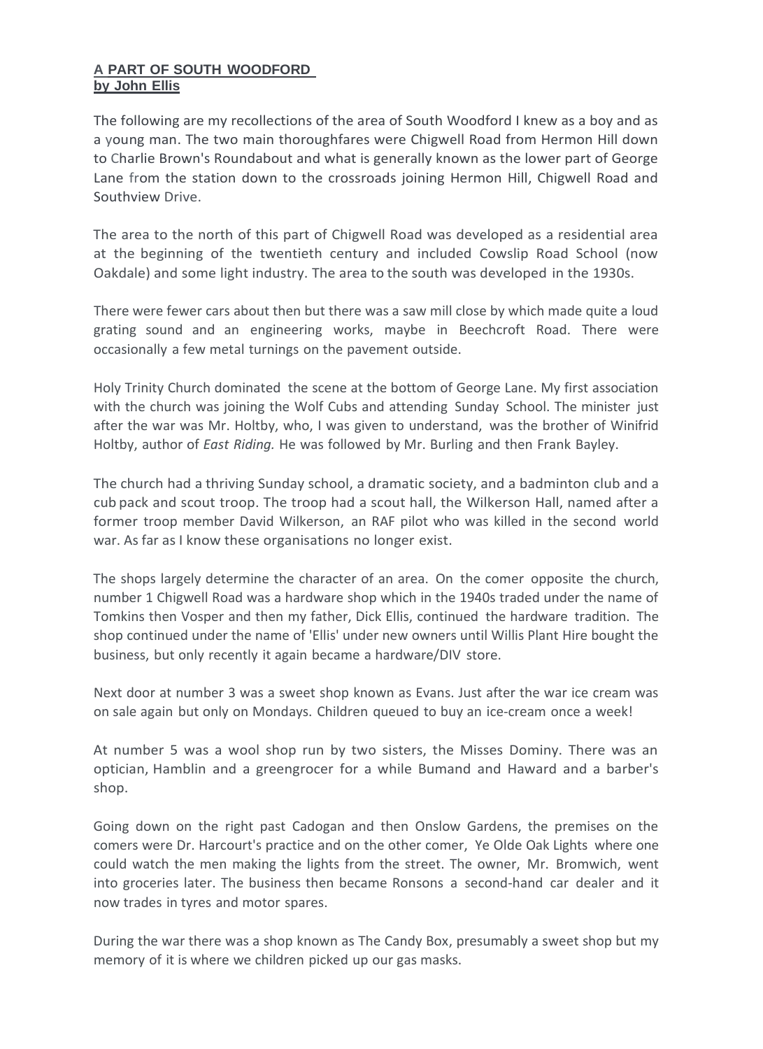**A PART OF SOUTH WOODFORD**
**by John Ellis**

The following are my recollections of the area of South Woodford I knew as a boy and as a young man. The two main thoroughfares were Chigwell Road from Hermon Hill down to Charlie Brown's Roundabout and what is generally known as the lower part of George Lane from the station down to the crossroads joining Hermon Hill, Chigwell Road and Southview Drive.

The area to the north of this part of Chigwell Road was developed as a residential area at the beginning of the twentieth century and included Cowslip Road School (now Oakdale) and some light industry. The area to the south was developed in the 1930s.

There were fewer cars about then but there was a saw mill close by which made quite a loud grating sound and an engineering works, maybe in Beechcroft Road. There were occasionally a few metal turnings on the pavement outside.

Holy Trinity Church dominated the scene at the bottom of George Lane. My first association with the church was joining the Wolf Cubs and attending Sunday School. The minister just after the war was Mr. Holtby, who, I was given to understand, was the brother of Winifrid Holtby, author of *East Riding.* He was followed by Mr. Burling and then Frank Bayley.

The church had a thriving Sunday school, a dramatic society, and a badminton club and a cub pack and scout troop. The troop had a scout hall, the Wilkerson Hall, named after a former troop member David Wilkerson, an RAF pilot who was killed in the second world war. As far as I know these organisations no longer exist.

The shops largely determine the character of an area. On the comer opposite the church, number 1 Chigwell Road was a hardware shop which in the 1940s traded under the name of Tomkins then Vosper and then my father, Dick Ellis, continued the hardware tradition. The shop continued under the name of 'Ellis' under new owners until Willis Plant Hire bought the business, but only recently it again became a hardware/DIV store.

Next door at number 3 was a sweet shop known as Evans. Just after the war ice cream was on sale again but only on Mondays. Children queued to buy an ice-cream once a week!

At number 5 was a wool shop run by two sisters, the Misses Dominy. There was an optician, Hamblin and a greengrocer for a while Bumand and Haward and a barber's shop.

Going down on the right past Cadogan and then Onslow Gardens, the premises on the comers were Dr. Harcourt's practice and on the other comer, Ye Olde Oak Lights where one could watch the men making the lights from the street. The owner, Mr. Bromwich, went into groceries later. The business then became Ronsons a second-hand car dealer and it now trades in tyres and motor spares.

During the war there was a shop known as The Candy Box, presumably a sweet shop but my memory of it is where we children picked up our gas masks.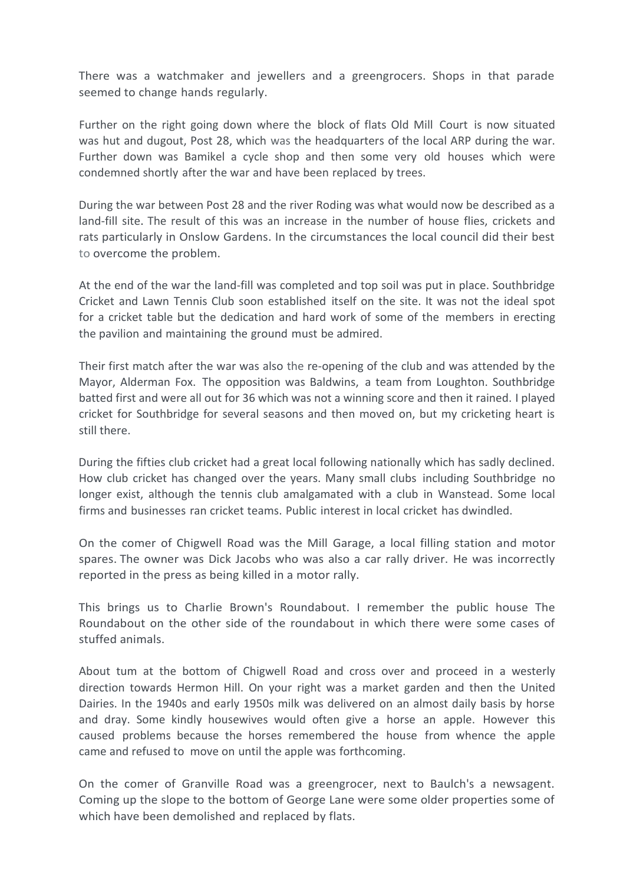There was a watchmaker and jewellers and a greengrocers. Shops in that parade seemed to change hands regularly.

Further on the right going down where the block of flats Old Mill Court is now situated was hut and dugout, Post 28, which was the headquarters of the local ARP during the war. Further down was Bamikel a cycle shop and then some very old houses which were condemned shortly after the war and have been replaced by trees.

During the war between Post 28 and the river Roding was what would now be described as a land-fill site. The result of this was an increase in the number of house flies, crickets and rats particularly in Onslow Gardens. In the circumstances the local council did their best to overcome the problem.

At the end of the war the land-fill was completed and top soil was put in place. Southbridge Cricket and Lawn Tennis Club soon established itself on the site. It was not the ideal spot for a cricket table but the dedication and hard work of some of the members in erecting the pavilion and maintaining the ground must be admired.

Their first match after the war was also the re-opening of the club and was attended by the Mayor, Alderman Fox. The opposition was Baldwins, a team from Loughton. Southbridge batted first and were all out for 36 which was not a winning score and then it rained. I played cricket for Southbridge for several seasons and then moved on, but my cricketing heart is still there.

During the fifties club cricket had a great local following nationally which has sadly declined. How club cricket has changed over the years. Many small clubs including Southbridge no longer exist, although the tennis club amalgamated with a club in Wanstead. Some local firms and businesses ran cricket teams. Public interest in local cricket has dwindled.

On the comer of Chigwell Road was the Mill Garage, a local filling station and motor spares. The owner was Dick Jacobs who was also a car rally driver. He was incorrectly reported in the press as being killed in a motor rally.

This brings us to Charlie Brown's Roundabout. I remember the public house The Roundabout on the other side of the roundabout in which there were some cases of stuffed animals.

About tum at the bottom of Chigwell Road and cross over and proceed in a westerly direction towards Hermon Hill. On your right was a market garden and then the United Dairies. In the 1940s and early 1950s milk was delivered on an almost daily basis by horse and dray. Some kindly housewives would often give a horse an apple. However this caused problems because the horses remembered the house from whence the apple came and refused to move on until the apple was forthcoming.

On the comer of Granville Road was a greengrocer, next to Baulch's a newsagent. Coming up the slope to the bottom of George Lane were some older properties some of which have been demolished and replaced by flats.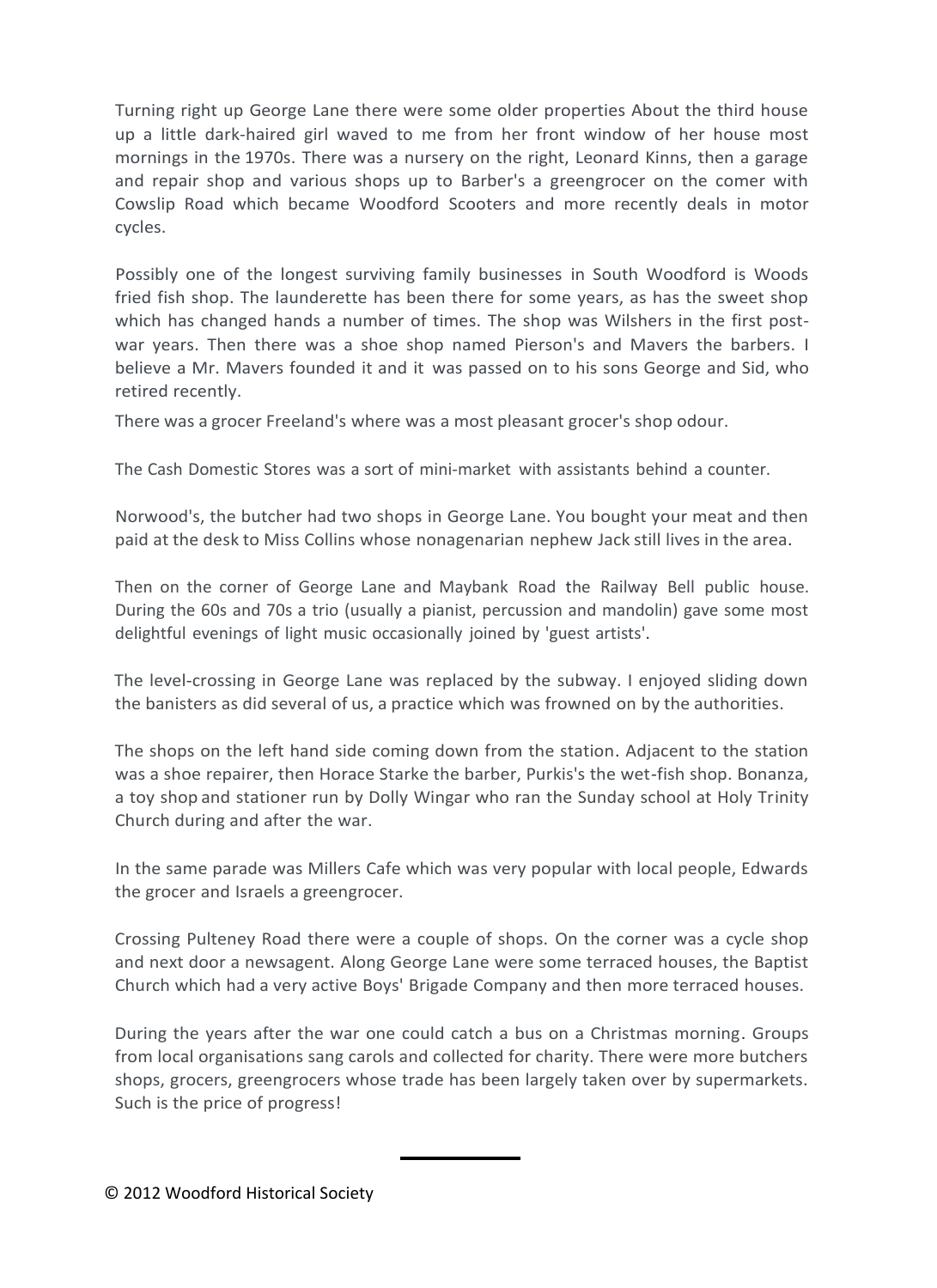Turning right up George Lane there were some older properties About the third house up a little dark-haired girl waved to me from her front window of her house most mornings in the 1970s. There was a nursery on the right, Leonard Kinns, then a garage and repair shop and various shops up to Barber's a greengrocer on the comer with Cowslip Road which became Woodford Scooters and more recently deals in motor cycles.

Possibly one of the longest surviving family businesses in South Woodford is Woods fried fish shop. The launderette has been there for some years, as has the sweet shop which has changed hands a number of times. The shop was Wilshers in the first post-war years. Then there was a shoe shop named Pierson's and Mavers the barbers. I believe a Mr. Mavers founded it and it was passed on to his sons George and Sid, who retired recently.

There was a grocer Freeland's where was a most pleasant grocer's shop odour.

The Cash Domestic Stores was a sort of mini-market with assistants behind a counter.

Norwood's, the butcher had two shops in George Lane. You bought your meat and then paid at the desk to Miss Collins whose nonagenarian nephew Jack still lives in the area.

Then on the corner of George Lane and Maybank Road the Railway Bell public house. During the 60s and 70s a trio (usually a pianist, percussion and mandolin) gave some most delightful evenings of light music occasionally joined by 'guest artists'.

The level-crossing in George Lane was replaced by the subway. I enjoyed sliding down the banisters as did several of us, a practice which was frowned on by the authorities.

The shops on the left hand side coming down from the station. Adjacent to the station was a shoe repairer, then Horace Starke the barber, Purkis's the wet-fish shop. Bonanza, a toy shop and stationer run by Dolly Wingar who ran the Sunday school at Holy Trinity Church during and after the war.

In the same parade was Millers Cafe which was very popular with local people, Edwards the grocer and Israels a greengrocer.

Crossing Pulteney Road there were a couple of shops. On the corner was a cycle shop and next door a newsagent. Along George Lane were some terraced houses, the Baptist Church which had a very active Boys' Brigade Company and then more terraced houses.

During the years after the war one could catch a bus on a Christmas morning. Groups from local organisations sang carols and collected for charity. There were more butchers shops, grocers, greengrocers whose trade has been largely taken over by supermarkets. Such is the price of progress!

---

© 2012 Woodford Historical Society